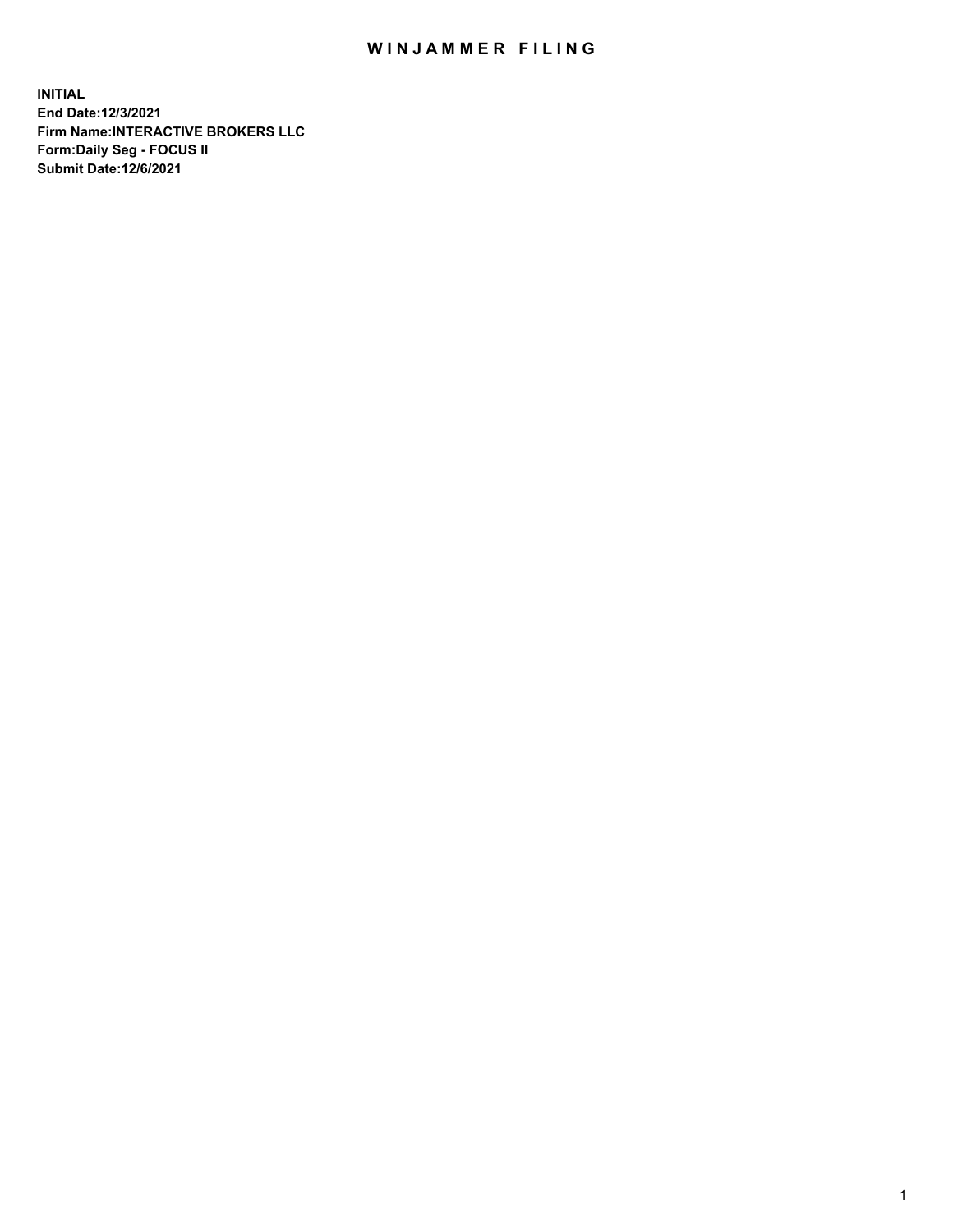# WINJAMMER FILING

**INITIAL**
**End Date:12/3/2021**
**Firm Name:INTERACTIVE BROKERS LLC**
**Form:Daily Seg - FOCUS II**
**Submit Date:12/6/2021**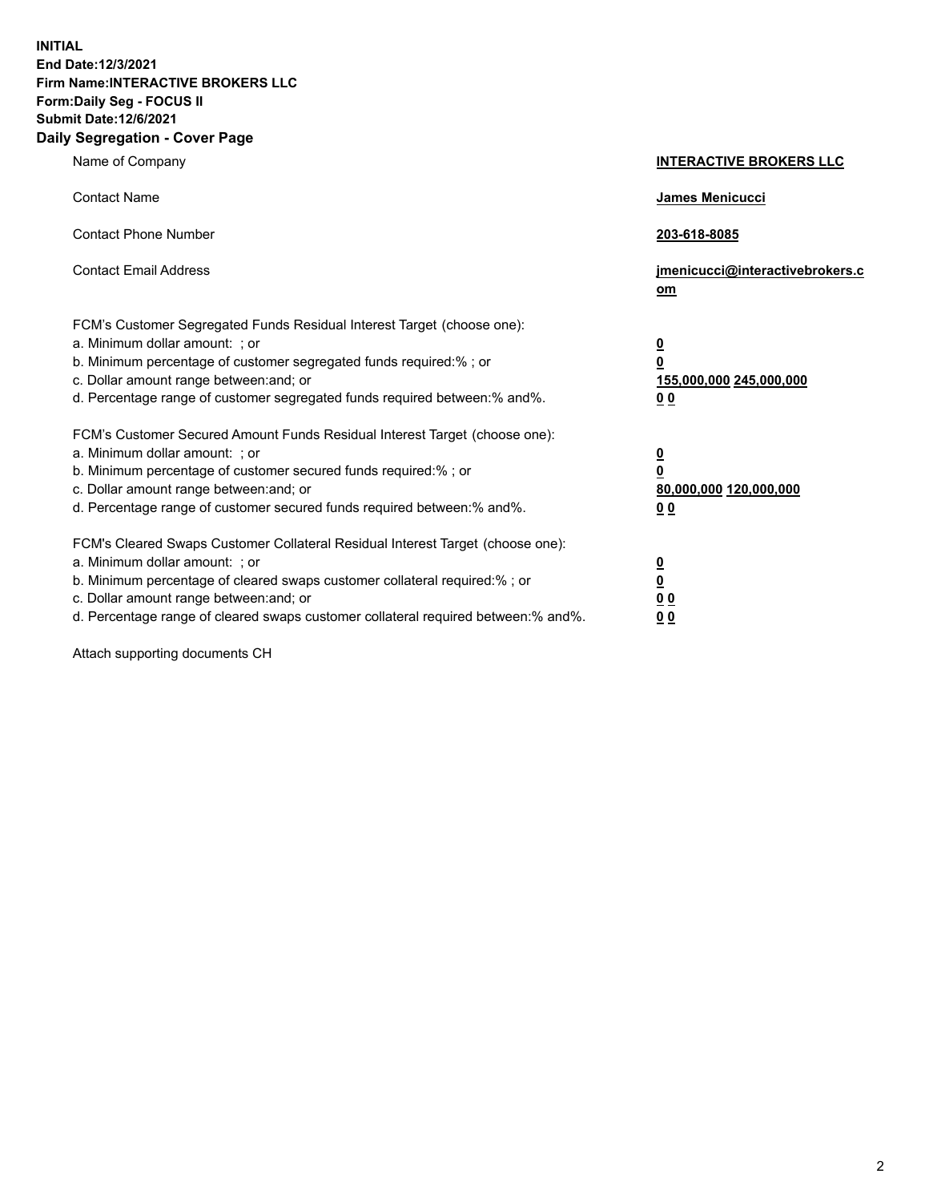**INITIAL**
**End Date:12/3/2021**
**Firm Name:INTERACTIVE BROKERS LLC**
**Form:Daily Seg - FOCUS II**
**Submit Date:12/6/2021**

## Daily Segregation - Cover Page

| | |
|---|---|
| Name of Company | **INTERACTIVE BROKERS LLC** |
| Contact Name | **James Menicucci** |
| Contact Phone Number | **203-618-8085** |
| Contact Email Address | **jmenicucci@interactivebrokers.com** |
| FCM's Customer Segregated Funds Residual Interest Target (choose one): | |
| a. Minimum dollar amount: ; or | **0** |
| b. Minimum percentage of customer segregated funds required:% ; or | **0** |
| c. Dollar amount range between:and; or | **155,000,000 245,000,000** |
| d. Percentage range of customer segregated funds required between:% and%. | **0 0** |
| FCM's Customer Secured Amount Funds Residual Interest Target (choose one): | |
| a. Minimum dollar amount: ; or | **0** |
| b. Minimum percentage of customer secured funds required:% ; or | **0** |
| c. Dollar amount range between:and; or | **80,000,000 120,000,000** |
| d. Percentage range of customer secured funds required between:% and%. | **0 0** |
| FCM's Cleared Swaps Customer Collateral Residual Interest Target (choose one): | |
| a. Minimum dollar amount: ; or | **0** |
| b. Minimum percentage of cleared swaps customer collateral required:% ; or | **0** |
| c. Dollar amount range between:and; or | **0 0** |
| d. Percentage range of cleared swaps customer collateral required between:% and%. | **0 0** |

Attach supporting documents CH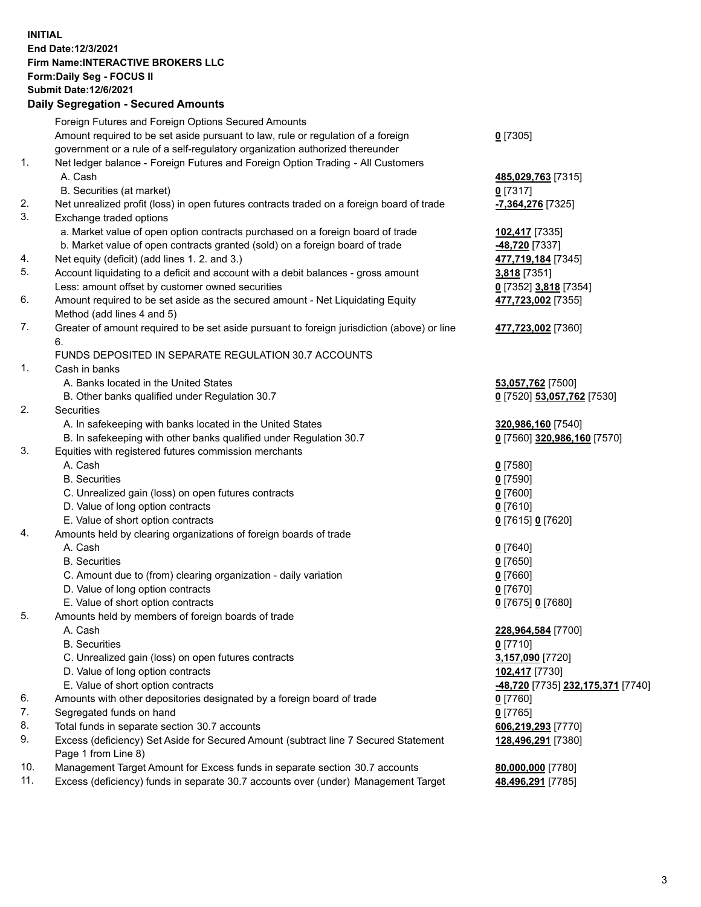**INITIAL**
**End Date:12/3/2021**
**Firm Name:INTERACTIVE BROKERS LLC**
**Form:Daily Seg - FOCUS II**
**Submit Date:12/6/2021**

**Daily Segregation - Secured Amounts**

| | | |
|---|---|---|
| | Foreign Futures and Foreign Options Secured Amounts | |
| | Amount required to be set aside pursuant to law, rule or regulation of a foreign government or a rule of a self-regulatory organization authorized thereunder | **0** [7305] |
| 1. | Net ledger balance - Foreign Futures and Foreign Option Trading - All Customers | |
| | A. Cash | **485,029,763** [7315] |
| | B. Securities (at market) | **0** [7317] |
| 2. | Net unrealized profit (loss) in open futures contracts traded on a foreign board of trade | **-7,364,276** [7325] |
| 3. | Exchange traded options | |
| | a. Market value of open option contracts purchased on a foreign board of trade | **102,417** [7335] |
| | b. Market value of open contracts granted (sold) on a foreign board of trade | **-48,720** [7337] |
| 4. | Net equity (deficit) (add lines 1. 2. and 3.) | **477,719,184** [7345] |
| 5. | Account liquidating to a deficit and account with a debit balances - gross amount | **3,818** [7351] |
| | Less: amount offset by customer owned securities | **0** [7352] **3,818** [7354] |
| 6. | Amount required to be set aside as the secured amount - Net Liquidating Equity Method (add lines 4 and 5) | **477,723,002** [7355] |
| 7. | Greater of amount required to be set aside pursuant to foreign jurisdiction (above) or line 6. | **477,723,002** [7360] |
| | FUNDS DEPOSITED IN SEPARATE REGULATION 30.7 ACCOUNTS | |
| 1. | Cash in banks | |
| | A. Banks located in the United States | **53,057,762** [7500] |
| | B. Other banks qualified under Regulation 30.7 | **0** [7520] **53,057,762** [7530] |
| 2. | Securities | |
| | A. In safekeeping with banks located in the United States | **320,986,160** [7540] |
| | B. In safekeeping with other banks qualified under Regulation 30.7 | **0** [7560] **320,986,160** [7570] |
| 3. | Equities with registered futures commission merchants | |
| | A. Cash | **0** [7580] |
| | B. Securities | **0** [7590] |
| | C. Unrealized gain (loss) on open futures contracts | **0** [7600] |
| | D. Value of long option contracts | **0** [7610] |
| | E. Value of short option contracts | **0** [7615] **0** [7620] |
| 4. | Amounts held by clearing organizations of foreign boards of trade | |
| | A. Cash | **0** [7640] |
| | B. Securities | **0** [7650] |
| | C. Amount due to (from) clearing organization - daily variation | **0** [7660] |
| | D. Value of long option contracts | **0** [7670] |
| | E. Value of short option contracts | **0** [7675] **0** [7680] |
| 5. | Amounts held by members of foreign boards of trade | |
| | A. Cash | **228,964,584** [7700] |
| | B. Securities | **0** [7710] |
| | C. Unrealized gain (loss) on open futures contracts | **3,157,090** [7720] |
| | D. Value of long option contracts | **102,417** [7730] |
| | E. Value of short option contracts | **-48,720** [7735] **232,175,371** [7740] |
| 6. | Amounts with other depositories designated by a foreign board of trade | **0** [7760] |
| 7. | Segregated funds on hand | **0** [7765] |
| 8. | Total funds in separate section 30.7 accounts | **606,219,293** [7770] |
| 9. | Excess (deficiency) Set Aside for Secured Amount (subtract line 7 Secured Statement Page 1 from Line 8) | **128,496,291** [7380] |
| 10. | Management Target Amount for Excess funds in separate section 30.7 accounts | **80,000,000** [7780] |
| 11. | Excess (deficiency) funds in separate 30.7 accounts over (under) Management Target | **48,496,291** [7785] |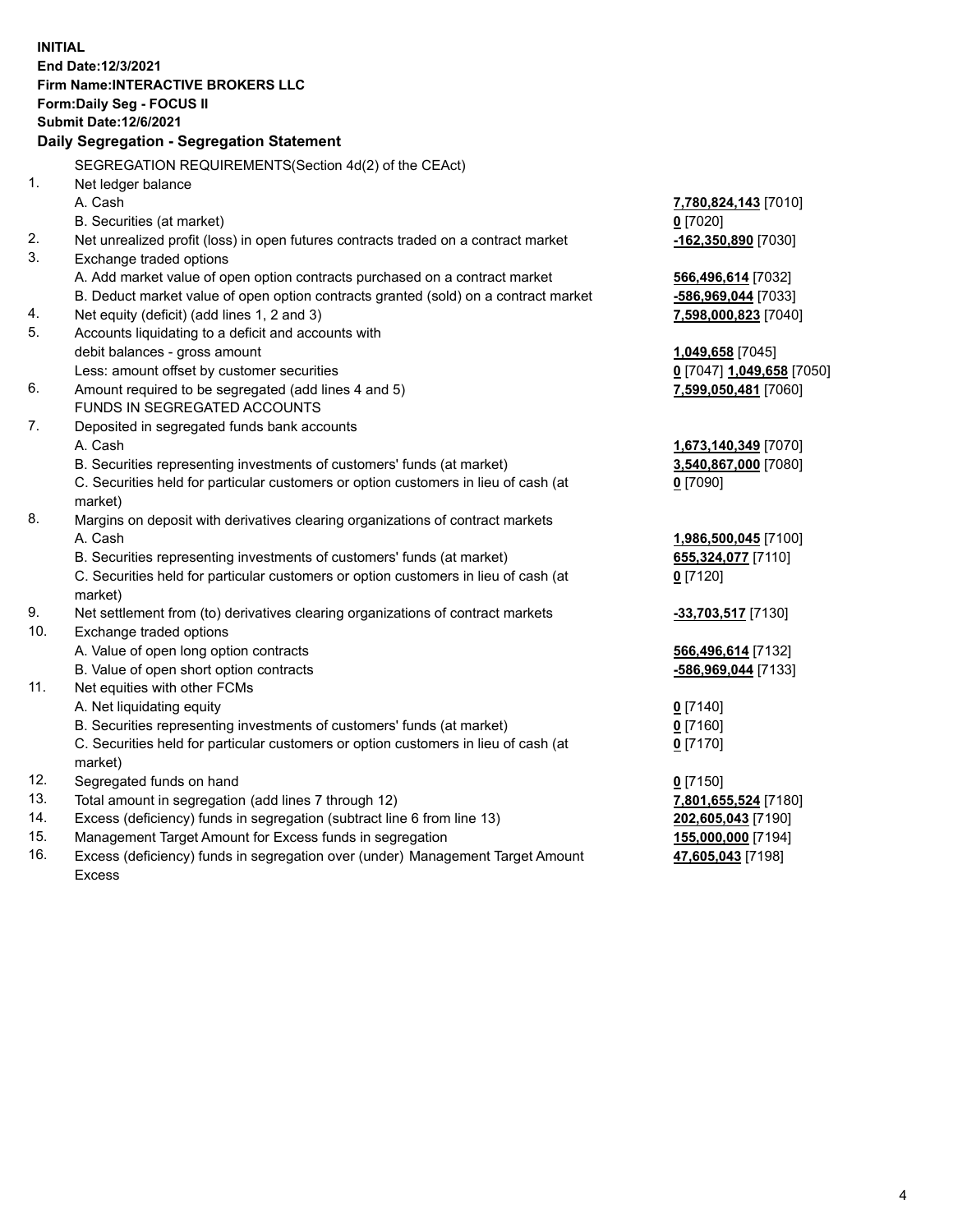**INITIAL**
**End Date:12/3/2021**
**Firm Name:INTERACTIVE BROKERS LLC**
**Form:Daily Seg - FOCUS II**
**Submit Date:12/6/2021**

**Daily Segregation - Segregation Statement**

SEGREGATION REQUIREMENTS(Section 4d(2) of the CEAct)

| | | |
|---|---|---|
| 1. | Net ledger balance | |
| | A. Cash | **7,780,824,143** [7010] |
| | B. Securities (at market) | **0** [7020] |
| 2. | Net unrealized profit (loss) in open futures contracts traded on a contract market | **-162,350,890** [7030] |
| 3. | Exchange traded options | |
| | A. Add market value of open option contracts purchased on a contract market | **566,496,614** [7032] |
| | B. Deduct market value of open option contracts granted (sold) on a contract market | **-586,969,044** [7033] |
| 4. | Net equity (deficit) (add lines 1, 2 and 3) | **7,598,000,823** [7040] |
| 5. | Accounts liquidating to a deficit and accounts with debit balances - gross amount | **1,049,658** [7045] |
| | Less: amount offset by customer securities | **0** [7047] **1,049,658** [7050] |
| 6. | Amount required to be segregated (add lines 4 and 5) | **7,599,050,481** [7060] |
| | FUNDS IN SEGREGATED ACCOUNTS | |
| 7. | Deposited in segregated funds bank accounts | |
| | A. Cash | **1,673,140,349** [7070] |
| | B. Securities representing investments of customers' funds (at market) | **3,540,867,000** [7080] |
| | C. Securities held for particular customers or option customers in lieu of cash (at market) | **0** [7090] |
| 8. | Margins on deposit with derivatives clearing organizations of contract markets | |
| | A. Cash | **1,986,500,045** [7100] |
| | B. Securities representing investments of customers' funds (at market) | **655,324,077** [7110] |
| | C. Securities held for particular customers or option customers in lieu of cash (at market) | **0** [7120] |
| 9. | Net settlement from (to) derivatives clearing organizations of contract markets | **-33,703,517** [7130] |
| 10. | Exchange traded options | |
| | A. Value of open long option contracts | **566,496,614** [7132] |
| | B. Value of open short option contracts | **-586,969,044** [7133] |
| 11. | Net equities with other FCMs | |
| | A. Net liquidating equity | **0** [7140] |
| | B. Securities representing investments of customers' funds (at market) | **0** [7160] |
| | C. Securities held for particular customers or option customers in lieu of cash (at market) | **0** [7170] |
| 12. | Segregated funds on hand | **0** [7150] |
| 13. | Total amount in segregation (add lines 7 through 12) | **7,801,655,524** [7180] |
| 14. | Excess (deficiency) funds in segregation (subtract line 6 from line 13) | **202,605,043** [7190] |
| 15. | Management Target Amount for Excess funds in segregation | **155,000,000** [7194] |
| 16. | Excess (deficiency) funds in segregation over (under) Management Target Amount Excess | **47,605,043** [7198] |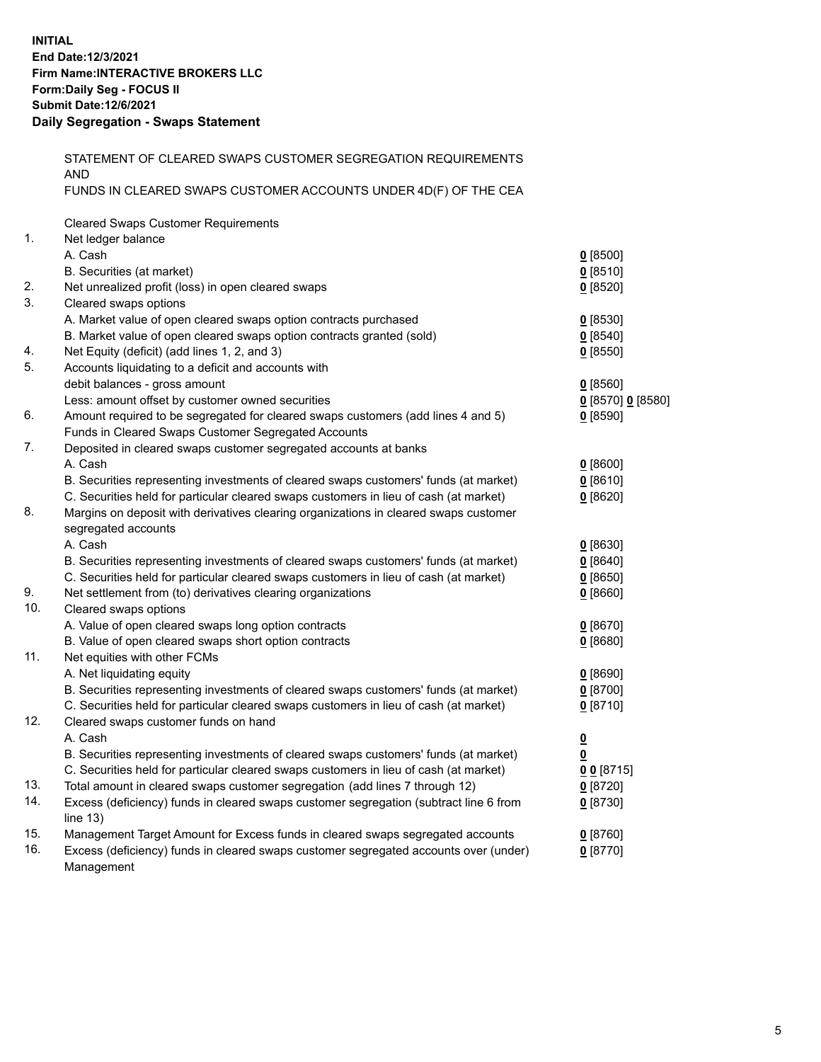**INITIAL**
**End Date:12/3/2021**
**Firm Name:INTERACTIVE BROKERS LLC**
**Form:Daily Seg - FOCUS II**
**Submit Date:12/6/2021**
**Daily Segregation - Swaps Statement**

STATEMENT OF CLEARED SWAPS CUSTOMER SEGREGATION REQUIREMENTS AND FUNDS IN CLEARED SWAPS CUSTOMER ACCOUNTS UNDER 4D(F) OF THE CEA

| | | |
|---|---|---|
| | Cleared Swaps Customer Requirements | |
| 1. | Net ledger balance | |
| | A. Cash | 0 [8500] |
| | B. Securities (at market) | 0 [8510] |
| 2. | Net unrealized profit (loss) in open cleared swaps | 0 [8520] |
| 3. | Cleared swaps options | |
| | A. Market value of open cleared swaps option contracts purchased | 0 [8530] |
| | B. Market value of open cleared swaps option contracts granted (sold) | 0 [8540] |
| 4. | Net Equity (deficit) (add lines 1, 2, and 3) | 0 [8550] |
| 5. | Accounts liquidating to a deficit and accounts with debit balances - gross amount | 0 [8560] |
| | Less: amount offset by customer owned securities | 0 [8570] 0 [8580] |
| 6. | Amount required to be segregated for cleared swaps customers (add lines 4 and 5) | 0 [8590] |
| | Funds in Cleared Swaps Customer Segregated Accounts | |
| 7. | Deposited in cleared swaps customer segregated accounts at banks | |
| | A. Cash | 0 [8600] |
| | B. Securities representing investments of cleared swaps customers' funds (at market) | 0 [8610] |
| | C. Securities held for particular cleared swaps customers in lieu of cash (at market) | 0 [8620] |
| 8. | Margins on deposit with derivatives clearing organizations in cleared swaps customer segregated accounts | |
| | A. Cash | 0 [8630] |
| | B. Securities representing investments of cleared swaps customers' funds (at market) | 0 [8640] |
| | C. Securities held for particular cleared swaps customers in lieu of cash (at market) | 0 [8650] |
| 9. | Net settlement from (to) derivatives clearing organizations | 0 [8660] |
| 10. | Cleared swaps options | |
| | A. Value of open cleared swaps long option contracts | 0 [8670] |
| | B. Value of open cleared swaps short option contracts | 0 [8680] |
| 11. | Net equities with other FCMs | |
| | A. Net liquidating equity | 0 [8690] |
| | B. Securities representing investments of cleared swaps customers' funds (at market) | 0 [8700] |
| | C. Securities held for particular cleared swaps customers in lieu of cash (at market) | 0 [8710] |
| 12. | Cleared swaps customer funds on hand | |
| | A. Cash | 0 |
| | B. Securities representing investments of cleared swaps customers' funds (at market) | 0 |
| | C. Securities held for particular cleared swaps customers in lieu of cash (at market) | 0 0 [8715] |
| 13. | Total amount in cleared swaps customer segregation (add lines 7 through 12) | 0 [8720] |
| 14. | Excess (deficiency) funds in cleared swaps customer segregation (subtract line 6 from line 13) | 0 [8730] |
| 15. | Management Target Amount for Excess funds in cleared swaps segregated accounts | 0 [8760] |
| 16. | Excess (deficiency) funds in cleared swaps customer segregated accounts over (under) Management | 0 [8770] |